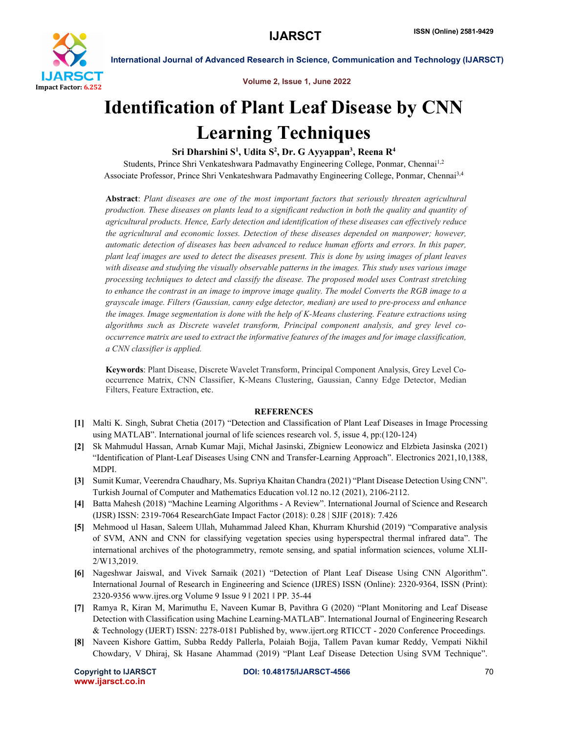# Identification of Plant Leaf Disease by CNN Learning Techniques

**Sri Dharshini S[1], Udita S[2], Dr. G Ayyappan[3], Reena R[4]**

Students, Prince Shri Venkateshwara Padmavathy Engineering College, Ponmar, Chennai[1,2]

Associate Professor, Prince Shri Venkateshwara Padmavathy Engineering College, Ponmar, Chennai[3,4]

**Abstract**: *Plant diseases are one of the most important factors that seriously threaten agricultural production. These diseases on plants lead to a significant reduction in both the quality and quantity of agricultural products. Hence, Early detection and identification of these diseases can effectively reduce the agricultural and economic losses. Detection of these diseases depended on manpower; however, automatic detection of diseases has been advanced to reduce human efforts and errors. In this paper, plant leaf images are used to detect the diseases present. This is done by using images of plant leaves with disease and studying the visually observable patterns in the images. This study uses various image processing techniques to detect and classify the disease. The proposed model uses Contrast stretching to enhance the contrast in an image to improve image quality. The model Converts the RGB image to a grayscale image. Filters (Gaussian, canny edge detector, median) are used to pre-process and enhance the images. Image segmentation is done with the help of K-Means clustering. Feature extractions using algorithms such as Discrete wavelet transform, Principal component analysis, and grey level co-occurrence matrix are used to extract the informative features of the images and for image classification, a CNN classifier is applied.*

**Keywords**: Plant Disease, Discrete Wavelet Transform, Principal Component Analysis, Grey Level Co-occurrence Matrix, CNN Classifier, K-Means Clustering, Gaussian, Canny Edge Detector, Median Filters, Feature Extraction, etc.

## REFERENCES

- [1] Malti K. Singh, Subrat Chetia (2017) "Detection and Classification of Plant Leaf Diseases in Image Processing using MATLAB". International journal of life sciences research vol. 5, issue 4, pp:(120-124)
- [2] Sk Mahmudul Hassan, Arnab Kumar Maji, Michał Jasinski, Zbigniew Leonowicz and Elzbieta Jasinska (2021) "Identification of Plant-Leaf Diseases Using CNN and Transfer-Learning Approach". Electronics 2021,10,1388, MDPI.
- [3] Sumit Kumar, Veerendra Chaudhary, Ms. Supriya Khaitan Chandra (2021) "Plant Disease Detection Using CNN". Turkish Journal of Computer and Mathematics Education vol.12 no.12 (2021), 2106-2112.
- [4] Batta Mahesh (2018) "Machine Learning Algorithms - A Review". International Journal of Science and Research (IJSR) ISSN: 2319-7064 ResearchGate Impact Factor (2018): 0.28 | SJIF (2018): 7.426
- [5] Mehmood ul Hasan, Saleem Ullah, Muhammad Jaleed Khan, Khurram Khurshid (2019) "Comparative analysis of SVM, ANN and CNN for classifying vegetation species using hyperspectral thermal infrared data". The international archives of the photogrammetry, remote sensing, and spatial information sciences, volume XLII-2/W13,2019.
- [6] Nageshwar Jaiswal, and Vivek Sarnaik (2021) "Detection of Plant Leaf Disease Using CNN Algorithm". International Journal of Research in Engineering and Science (IJRES) ISSN (Online): 2320-9364, ISSN (Print): 2320-9356 www.ijres.org Volume 9 Issue 9 ǁ 2021 ǁ PP. 35-44
- [7] Ramya R, Kiran M, Marimuthu E, Naveen Kumar B, Pavithra G (2020) "Plant Monitoring and Leaf Disease Detection with Classification using Machine Learning-MATLAB". International Journal of Engineering Research & Technology (IJERT) ISSN: 2278-0181 Published by, www.ijert.org RTICCT - 2020 Conference Proceedings.
- [8] Naveen Kishore Gattim, Subba Reddy Pallerla, Polaiah Bojja, Tallem Pavan kumar Reddy, Vempati Nikhil Chowdary, V Dhiraj, Sk Hasane Ahammad (2019) "Plant Leaf Disease Detection Using SVM Technique".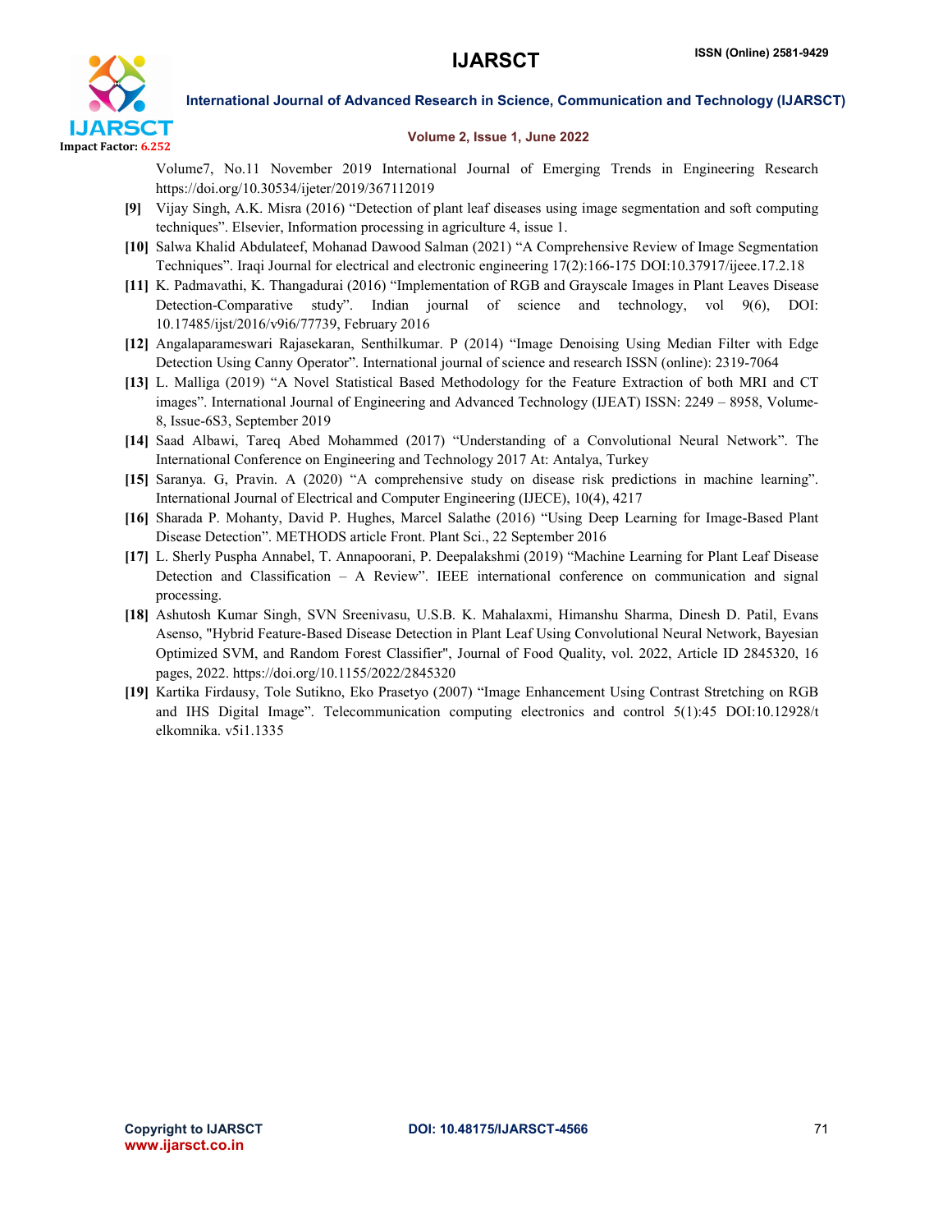Volume7, No.11 November 2019 International Journal of Emerging Trends in Engineering Research https://doi.org/10.30534/ijeter/2019/367112019

**[9]** Vijay Singh, A.K. Misra (2016) "Detection of plant leaf diseases using image segmentation and soft computing techniques". Elsevier, Information processing in agriculture 4, issue 1.

**[10]** Salwa Khalid Abdulateef, Mohanad Dawood Salman (2021) "A Comprehensive Review of Image Segmentation Techniques". Iraqi Journal for electrical and electronic engineering 17(2):166-175 DOI:10.37917/ijeee.17.2.18

**[11]** K. Padmavathi, K. Thangadurai (2016) "Implementation of RGB and Grayscale Images in Plant Leaves Disease Detection-Comparative study". Indian journal of science and technology, vol 9(6), DOI: 10.17485/ijst/2016/v9i6/77739, February 2016

**[12]** Angalaparameswari Rajasekaran, Senthilkumar. P (2014) "Image Denoising Using Median Filter with Edge Detection Using Canny Operator". International journal of science and research ISSN (online): 2319-7064

**[13]** L. Malliga (2019) "A Novel Statistical Based Methodology for the Feature Extraction of both MRI and CT images". International Journal of Engineering and Advanced Technology (IJEAT) ISSN: 2249 – 8958, Volume-8, Issue-6S3, September 2019

**[14]** Saad Albawi, Tareq Abed Mohammed (2017) "Understanding of a Convolutional Neural Network". The International Conference on Engineering and Technology 2017 At: Antalya, Turkey

**[15]** Saranya. G, Pravin. A (2020) "A comprehensive study on disease risk predictions in machine learning". International Journal of Electrical and Computer Engineering (IJECE), 10(4), 4217

**[16]** Sharada P. Mohanty, David P. Hughes, Marcel Salathe (2016) "Using Deep Learning for Image-Based Plant Disease Detection". METHODS article Front. Plant Sci., 22 September 2016

**[17]** L. Sherly Puspha Annabel, T. Annapoorani, P. Deepalakshmi (2019) "Machine Learning for Plant Leaf Disease Detection and Classification – A Review". IEEE international conference on communication and signal processing.

**[18]** Ashutosh Kumar Singh, SVN Sreenivasu, U.S.B. K. Mahalaxmi, Himanshu Sharma, Dinesh D. Patil, Evans Asenso, "Hybrid Feature-Based Disease Detection in Plant Leaf Using Convolutional Neural Network, Bayesian Optimized SVM, and Random Forest Classifier", Journal of Food Quality, vol. 2022, Article ID 2845320, 16 pages, 2022. https://doi.org/10.1155/2022/2845320

**[19]** Kartika Firdausy, Tole Sutikno, Eko Prasetyo (2007) "Image Enhancement Using Contrast Stretching on RGB and IHS Digital Image". Telecommunication computing electronics and control 5(1):45 DOI:10.12928/telkomnika. v5i1.1335